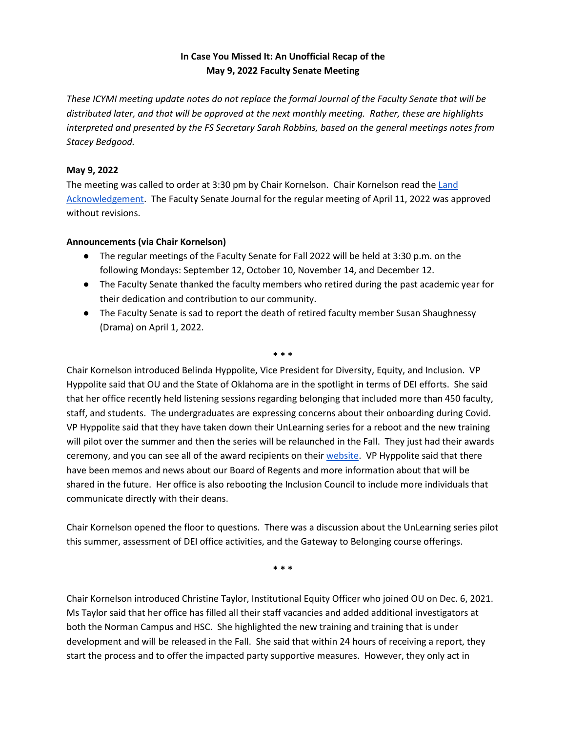# In Case You Missed It: An Unofficial Recap of the May 9, 2022 Faculty Senate Meeting

*These ICYMI meeting update notes do not replace the formal Journal of the Faculty Senate that will be distributed later, and that will be approved at the next monthly meeting. Rather, these are highlights interpreted and presented by the FS Secretary Sarah Robbins, based on the general meetings notes from Stacey Bedgood.*

**May 9, 2022**

The meeting was called to order at 3:30 pm by Chair Kornelson. Chair Kornelson read the Land Acknowledgement. The Faculty Senate Journal for the regular meeting of April 11, 2022 was approved without revisions.

**Announcements (via Chair Kornelson)**

- The regular meetings of the Faculty Senate for Fall 2022 will be held at 3:30 p.m. on the following Mondays: September 12, October 10, November 14, and December 12.
- The Faculty Senate thanked the faculty members who retired during the past academic year for their dedication and contribution to our community.
- The Faculty Senate is sad to report the death of retired faculty member Susan Shaughnessy (Drama) on April 1, 2022.

\* \* \*

Chair Kornelson introduced Belinda Hyppolite, Vice President for Diversity, Equity, and Inclusion. VP Hyppolite said that OU and the State of Oklahoma are in the spotlight in terms of DEI efforts. She said that her office recently held listening sessions regarding belonging that included more than 450 faculty, staff, and students. The undergraduates are expressing concerns about their onboarding during Covid. VP Hyppolite said that they have taken down their UnLearning series for a reboot and the new training will pilot over the summer and then the series will be relaunched in the Fall. They just had their awards ceremony, and you can see all of the award recipients on their website. VP Hyppolite said that there have been memos and news about our Board of Regents and more information about that will be shared in the future. Her office is also rebooting the Inclusion Council to include more individuals that communicate directly with their deans.

Chair Kornelson opened the floor to questions. There was a discussion about the UnLearning series pilot this summer, assessment of DEI office activities, and the Gateway to Belonging course offerings.

\* \* \*

Chair Kornelson introduced Christine Taylor, Institutional Equity Officer who joined OU on Dec. 6, 2021. Ms Taylor said that her office has filled all their staff vacancies and added additional investigators at both the Norman Campus and HSC. She highlighted the new training and training that is under development and will be released in the Fall. She said that within 24 hours of receiving a report, they start the process and to offer the impacted party supportive measures. However, they only act in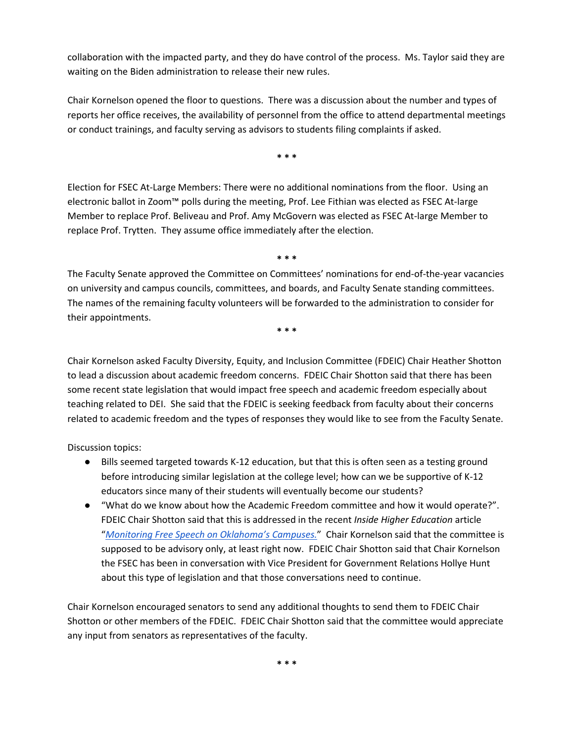collaboration with the impacted party, and they do have control of the process. Ms. Taylor said they are waiting on the Biden administration to release their new rules.

Chair Kornelson opened the floor to questions. There was a discussion about the number and types of reports her office receives, the availability of personnel from the office to attend departmental meetings or conduct trainings, and faculty serving as advisors to students filing complaints if asked.

* * *

Election for FSEC At-Large Members: There were no additional nominations from the floor. Using an electronic ballot in Zoom™ polls during the meeting, Prof. Lee Fithian was elected as FSEC At-large Member to replace Prof. Beliveau and Prof. Amy McGovern was elected as FSEC At-large Member to replace Prof. Trytten. They assume office immediately after the election.

* * *

The Faculty Senate approved the Committee on Committees' nominations for end-of-the-year vacancies on university and campus councils, committees, and boards, and Faculty Senate standing committees. The names of the remaining faculty volunteers will be forwarded to the administration to consider for their appointments.

* * *

Chair Kornelson asked Faculty Diversity, Equity, and Inclusion Committee (FDEIC) Chair Heather Shotton to lead a discussion about academic freedom concerns. FDEIC Chair Shotton said that there has been some recent state legislation that would impact free speech and academic freedom especially about teaching related to DEI. She said that the FDEIC is seeking feedback from faculty about their concerns related to academic freedom and the types of responses they would like to see from the Faculty Senate.

Discussion topics:

- Bills seemed targeted towards K-12 education, but that this is often seen as a testing ground before introducing similar legislation at the college level; how can we be supportive of K-12 educators since many of their students will eventually become our students?
- "What do we know about how the Academic Freedom committee and how it would operate?". FDEIC Chair Shotton said that this is addressed in the recent *Inside Higher Education* article "*Monitoring Free Speech on Oklahoma's Campuses.*" Chair Kornelson said that the committee is supposed to be advisory only, at least right now. FDEIC Chair Shotton said that Chair Kornelson the FSEC has been in conversation with Vice President for Government Relations Hollye Hunt about this type of legislation and that those conversations need to continue.

Chair Kornelson encouraged senators to send any additional thoughts to send them to FDEIC Chair Shotton or other members of the FDEIC. FDEIC Chair Shotton said that the committee would appreciate any input from senators as representatives of the faculty.

* * *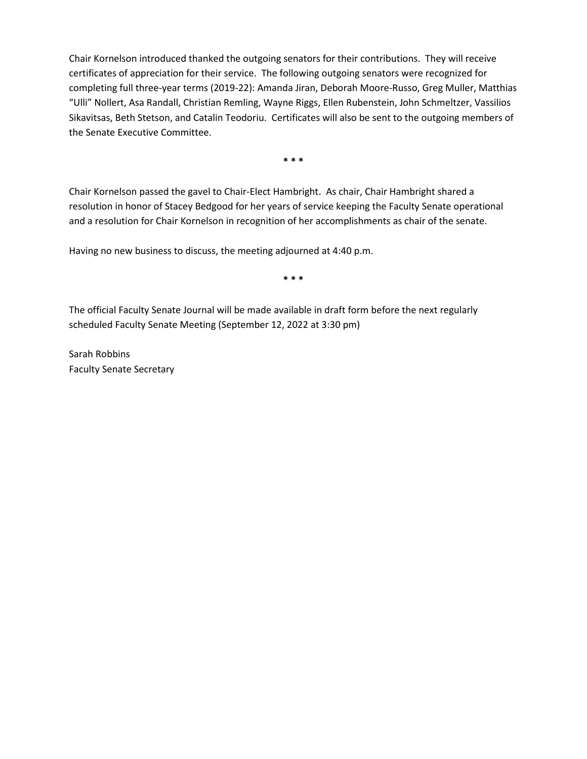Chair Kornelson introduced thanked the outgoing senators for their contributions. They will receive certificates of appreciation for their service. The following outgoing senators were recognized for completing full three-year terms (2019-22): Amanda Jiran, Deborah Moore-Russo, Greg Muller, Matthias "Ulli" Nollert, Asa Randall, Christian Remling, Wayne Riggs, Ellen Rubenstein, John Schmeltzer, Vassilios Sikavitsas, Beth Stetson, and Catalin Teodoriu. Certificates will also be sent to the outgoing members of the Senate Executive Committee.

\* \* \*

Chair Kornelson passed the gavel to Chair-Elect Hambright. As chair, Chair Hambright shared a resolution in honor of Stacey Bedgood for her years of service keeping the Faculty Senate operational and a resolution for Chair Kornelson in recognition of her accomplishments as chair of the senate.

Having no new business to discuss, the meeting adjourned at 4:40 p.m.

\* \* \*

The official Faculty Senate Journal will be made available in draft form before the next regularly scheduled Faculty Senate Meeting (September 12, 2022 at 3:30 pm)

Sarah Robbins
Faculty Senate Secretary